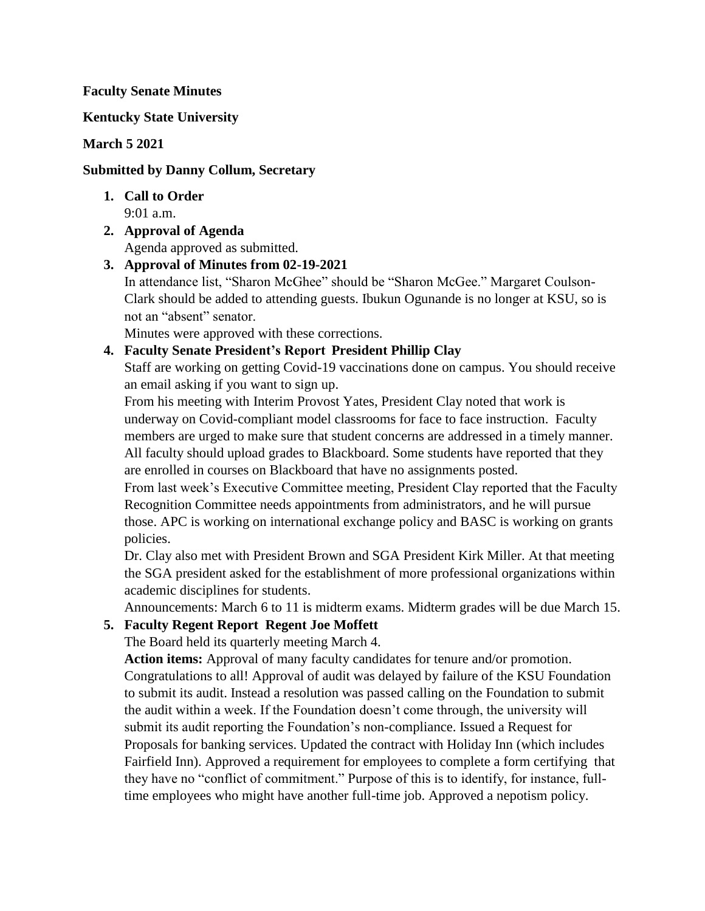**Faculty Senate Minutes**

**Kentucky State University**

**March 5 2021**

**Submitted by Danny Collum, Secretary**

1. **Call to Order**
   9:01 a.m.
2. **Approval of Agenda**
   Agenda approved as submitted.
3. **Approval of Minutes from 02-19-2021**
   In attendance list, "Sharon McGhee" should be "Sharon McGee." Margaret Coulson-Clark should be added to attending guests. Ibukun Ogunande is no longer at KSU, so is not an "absent" senator.
   Minutes were approved with these corrections.
4. **Faculty Senate President's Report President Phillip Clay**
   Staff are working on getting Covid-19 vaccinations done on campus. You should receive an email asking if you want to sign up.
   From his meeting with Interim Provost Yates, President Clay noted that work is underway on Covid-compliant model classrooms for face to face instruction. Faculty members are urged to make sure that student concerns are addressed in a timely manner. All faculty should upload grades to Blackboard. Some students have reported that they are enrolled in courses on Blackboard that have no assignments posted.
   From last week's Executive Committee meeting, President Clay reported that the Faculty Recognition Committee needs appointments from administrators, and he will pursue those. APC is working on international exchange policy and BASC is working on grants policies.
   Dr. Clay also met with President Brown and SGA President Kirk Miller. At that meeting the SGA president asked for the establishment of more professional organizations within academic disciplines for students.
   Announcements: March 6 to 11 is midterm exams. Midterm grades will be due March 15.
5. **Faculty Regent Report Regent Joe Moffett**
   The Board held its quarterly meeting March 4.
   **Action items:** Approval of many faculty candidates for tenure and/or promotion. Congratulations to all! Approval of audit was delayed by failure of the KSU Foundation to submit its audit. Instead a resolution was passed calling on the Foundation to submit the audit within a week. If the Foundation doesn't come through, the university will submit its audit reporting the Foundation's non-compliance. Issued a Request for Proposals for banking services. Updated the contract with Holiday Inn (which includes Fairfield Inn). Approved a requirement for employees to complete a form certifying that they have no "conflict of commitment." Purpose of this is to identify, for instance, full-time employees who might have another full-time job. Approved a nepotism policy.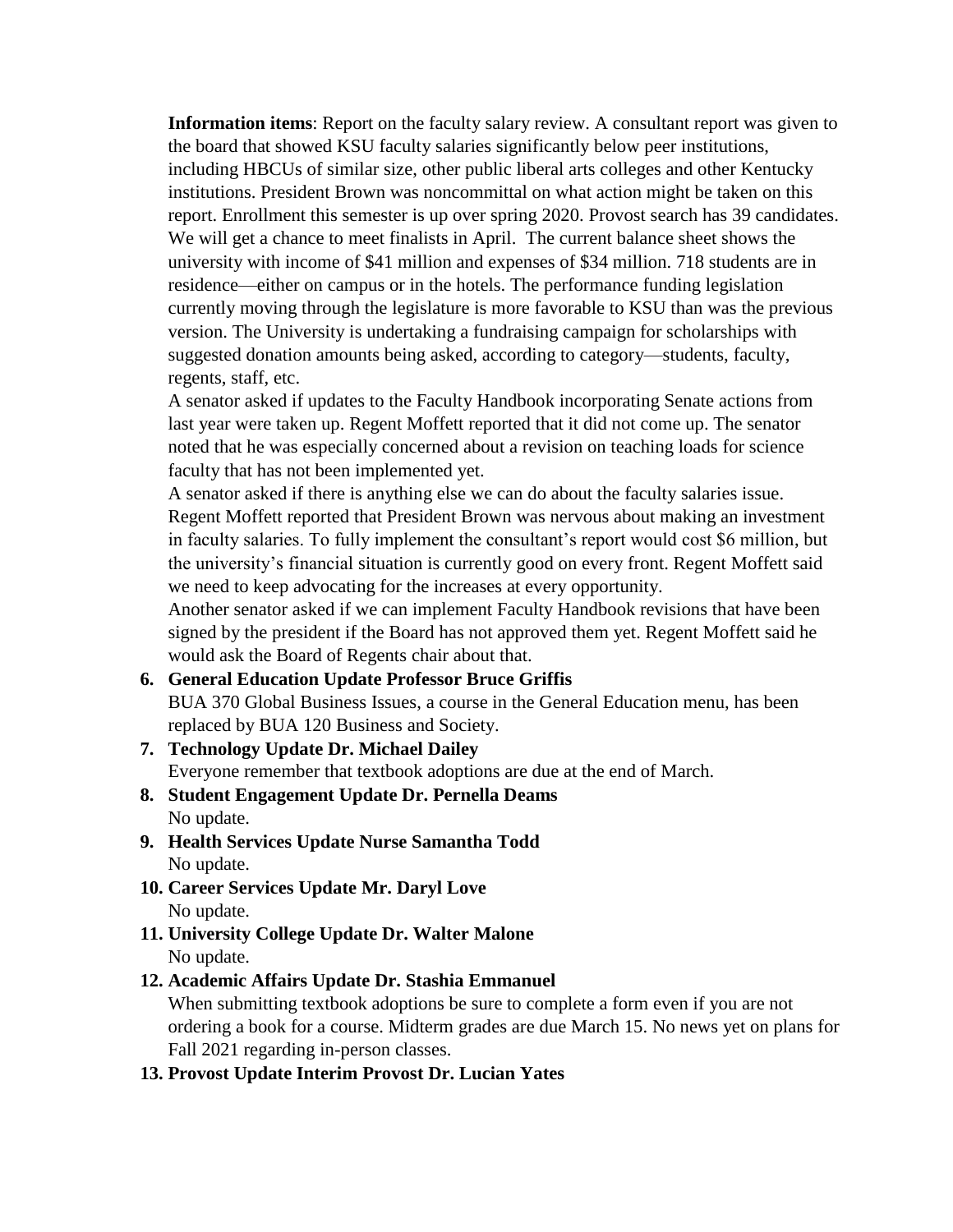**Information items**: Report on the faculty salary review. A consultant report was given to the board that showed KSU faculty salaries significantly below peer institutions, including HBCUs of similar size, other public liberal arts colleges and other Kentucky institutions. President Brown was noncommittal on what action might be taken on this report. Enrollment this semester is up over spring 2020. Provost search has 39 candidates. We will get a chance to meet finalists in April. The current balance sheet shows the university with income of $41 million and expenses of $34 million. 718 students are in residence—either on campus or in the hotels. The performance funding legislation currently moving through the legislature is more favorable to KSU than was the previous version. The University is undertaking a fundraising campaign for scholarships with suggested donation amounts being asked, according to category—students, faculty, regents, staff, etc.

A senator asked if updates to the Faculty Handbook incorporating Senate actions from last year were taken up. Regent Moffett reported that it did not come up. The senator noted that he was especially concerned about a revision on teaching loads for science faculty that has not been implemented yet.

A senator asked if there is anything else we can do about the faculty salaries issue. Regent Moffett reported that President Brown was nervous about making an investment in faculty salaries. To fully implement the consultant's report would cost $6 million, but the university's financial situation is currently good on every front. Regent Moffett said we need to keep advocating for the increases at every opportunity.

Another senator asked if we can implement Faculty Handbook revisions that have been signed by the president if the Board has not approved them yet. Regent Moffett said he would ask the Board of Regents chair about that.

6. **General Education Update Professor Bruce Griffis**
   BUA 370 Global Business Issues, a course in the General Education menu, has been replaced by BUA 120 Business and Society.
7. **Technology Update Dr. Michael Dailey**
   Everyone remember that textbook adoptions are due at the end of March.
8. **Student Engagement Update Dr. Pernella Deams**
   No update.
9. **Health Services Update Nurse Samantha Todd**
   No update.
10. **Career Services Update Mr. Daryl Love**
    No update.
11. **University College Update Dr. Walter Malone**
    No update.
12. **Academic Affairs Update Dr. Stashia Emmanuel**
    When submitting textbook adoptions be sure to complete a form even if you are not ordering a book for a course. Midterm grades are due March 15. No news yet on plans for Fall 2021 regarding in-person classes.
13. **Provost Update Interim Provost Dr. Lucian Yates**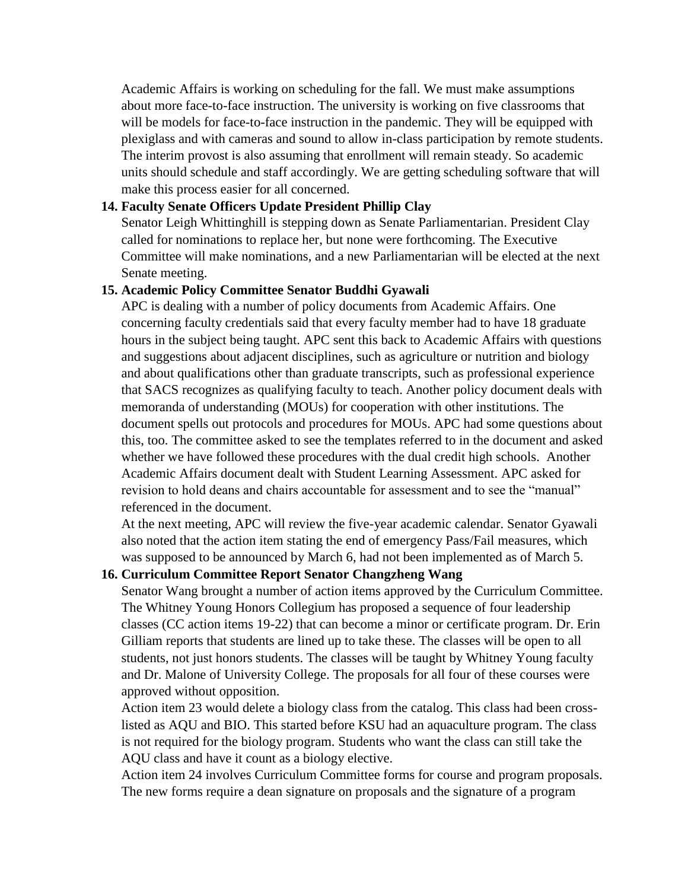Academic Affairs is working on scheduling for the fall. We must make assumptions about more face-to-face instruction. The university is working on five classrooms that will be models for face-to-face instruction in the pandemic. They will be equipped with plexiglass and with cameras and sound to allow in-class participation by remote students. The interim provost is also assuming that enrollment will remain steady. So academic units should schedule and staff accordingly. We are getting scheduling software that will make this process easier for all concerned.

**14. Faculty Senate Officers Update President Phillip Clay**

Senator Leigh Whittinghill is stepping down as Senate Parliamentarian. President Clay called for nominations to replace her, but none were forthcoming. The Executive Committee will make nominations, and a new Parliamentarian will be elected at the next Senate meeting.

**15. Academic Policy Committee Senator Buddhi Gyawali**

APC is dealing with a number of policy documents from Academic Affairs. One concerning faculty credentials said that every faculty member had to have 18 graduate hours in the subject being taught. APC sent this back to Academic Affairs with questions and suggestions about adjacent disciplines, such as agriculture or nutrition and biology and about qualifications other than graduate transcripts, such as professional experience that SACS recognizes as qualifying faculty to teach. Another policy document deals with memoranda of understanding (MOUs) for cooperation with other institutions. The document spells out protocols and procedures for MOUs. APC had some questions about this, too. The committee asked to see the templates referred to in the document and asked whether we have followed these procedures with the dual credit high schools. Another Academic Affairs document dealt with Student Learning Assessment. APC asked for revision to hold deans and chairs accountable for assessment and to see the "manual" referenced in the document.

At the next meeting, APC will review the five-year academic calendar. Senator Gyawali also noted that the action item stating the end of emergency Pass/Fail measures, which was supposed to be announced by March 6, had not been implemented as of March 5.

**16. Curriculum Committee Report Senator Changzheng Wang**

Senator Wang brought a number of action items approved by the Curriculum Committee. The Whitney Young Honors Collegium has proposed a sequence of four leadership classes (CC action items 19-22) that can become a minor or certificate program. Dr. Erin Gilliam reports that students are lined up to take these. The classes will be open to all students, not just honors students. The classes will be taught by Whitney Young faculty and Dr. Malone of University College. The proposals for all four of these courses were approved without opposition.

Action item 23 would delete a biology class from the catalog. This class had been cross-listed as AQU and BIO. This started before KSU had an aquaculture program. The class is not required for the biology program. Students who want the class can still take the AQU class and have it count as a biology elective.

Action item 24 involves Curriculum Committee forms for course and program proposals. The new forms require a dean signature on proposals and the signature of a program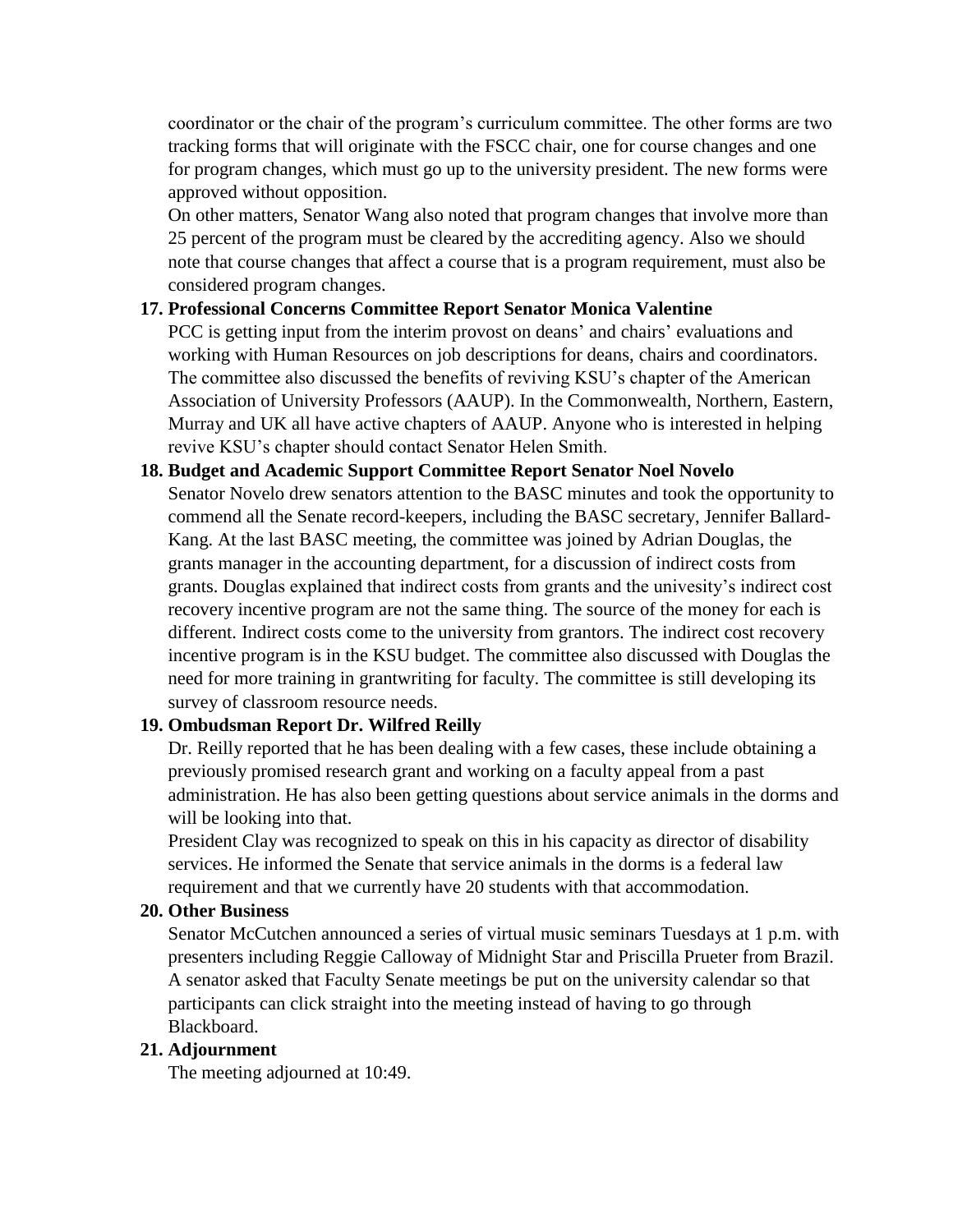coordinator or the chair of the program's curriculum committee. The other forms are two tracking forms that will originate with the FSCC chair, one for course changes and one for program changes, which must go up to the university president. The new forms were approved without opposition.

On other matters, Senator Wang also noted that program changes that involve more than 25 percent of the program must be cleared by the accrediting agency. Also we should note that course changes that affect a course that is a program requirement, must also be considered program changes.

17. **Professional Concerns Committee Report Senator Monica Valentine**

    PCC is getting input from the interim provost on deans' and chairs' evaluations and working with Human Resources on job descriptions for deans, chairs and coordinators. The committee also discussed the benefits of reviving KSU's chapter of the American Association of University Professors (AAUP). In the Commonwealth, Northern, Eastern, Murray and UK all have active chapters of AAUP. Anyone who is interested in helping revive KSU's chapter should contact Senator Helen Smith.

18. **Budget and Academic Support Committee Report Senator Noel Novelo**

    Senator Novelo drew senators attention to the BASC minutes and took the opportunity to commend all the Senate record-keepers, including the BASC secretary, Jennifer Ballard-Kang. At the last BASC meeting, the committee was joined by Adrian Douglas, the grants manager in the accounting department, for a discussion of indirect costs from grants. Douglas explained that indirect costs from grants and the univesity's indirect cost recovery incentive program are not the same thing. The source of the money for each is different. Indirect costs come to the university from grantors. The indirect cost recovery incentive program is in the KSU budget. The committee also discussed with Douglas the need for more training in grantwriting for faculty. The committee is still developing its survey of classroom resource needs.

19. **Ombudsman Report Dr. Wilfred Reilly**

    Dr. Reilly reported that he has been dealing with a few cases, these include obtaining a previously promised research grant and working on a faculty appeal from a past administration. He has also been getting questions about service animals in the dorms and will be looking into that.

    President Clay was recognized to speak on this in his capacity as director of disability services. He informed the Senate that service animals in the dorms is a federal law requirement and that we currently have 20 students with that accommodation.

20. **Other Business**

    Senator McCutchen announced a series of virtual music seminars Tuesdays at 1 p.m. with presenters including Reggie Calloway of Midnight Star and Priscilla Prueter from Brazil. A senator asked that Faculty Senate meetings be put on the university calendar so that participants can click straight into the meeting instead of having to go through Blackboard.

21. **Adjournment**

    The meeting adjourned at 10:49.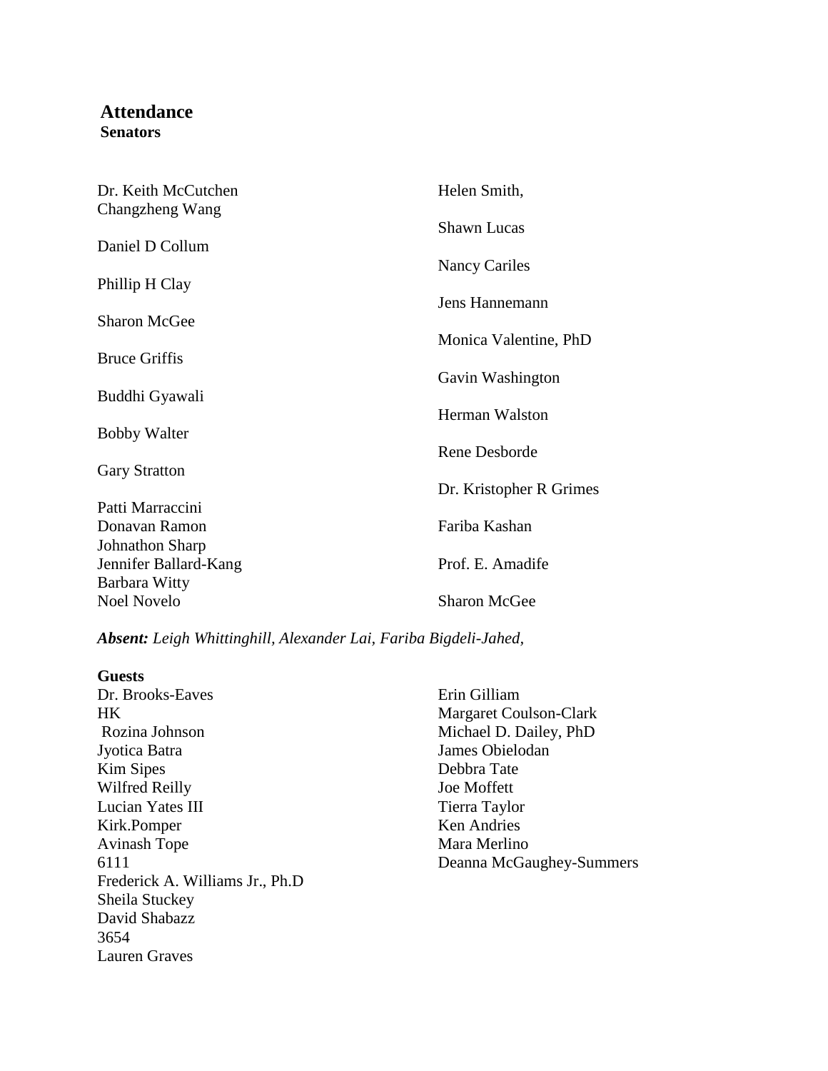## Attendance

### Senators

Dr. Keith McCutchen
Changzheng Wang
Daniel D Collum
Phillip H Clay
Sharon McGee
Bruce Griffis
Buddhi Gyawali
Bobby Walter
Gary Stratton
Patti Marraccini
Donavan Ramon
Johnathon Sharp
Jennifer Ballard-Kang
Barbara Witty
Noel Novelo

Helen Smith,
Shawn Lucas
Nancy Cariles
Jens Hannemann
Monica Valentine, PhD
Gavin Washington
Herman Walston
Rene Desborde
Dr. Kristopher R Grimes
Fariba Kashan
Prof. E. Amadife
Sharon McGee

***Absent:*** *Leigh Whittinghill, Alexander Lai, Fariba Bigdeli-Jahed,*

**Guests**

Dr. Brooks-Eaves
HK
Rozina Johnson
Jyotica Batra
Kim Sipes
Wilfred Reilly
Lucian Yates III
Kirk.Pomper
Avinash Tope
6111
Frederick A. Williams Jr., Ph.D
Sheila Stuckey
David Shabazz
3654
Lauren Graves

Erin Gilliam
Margaret Coulson-Clark
Michael D. Dailey, PhD
James Obielodan
Debbra Tate
Joe Moffett
Tierra Taylor
Ken Andries
Mara Merlino
Deanna McGaughey-Summers